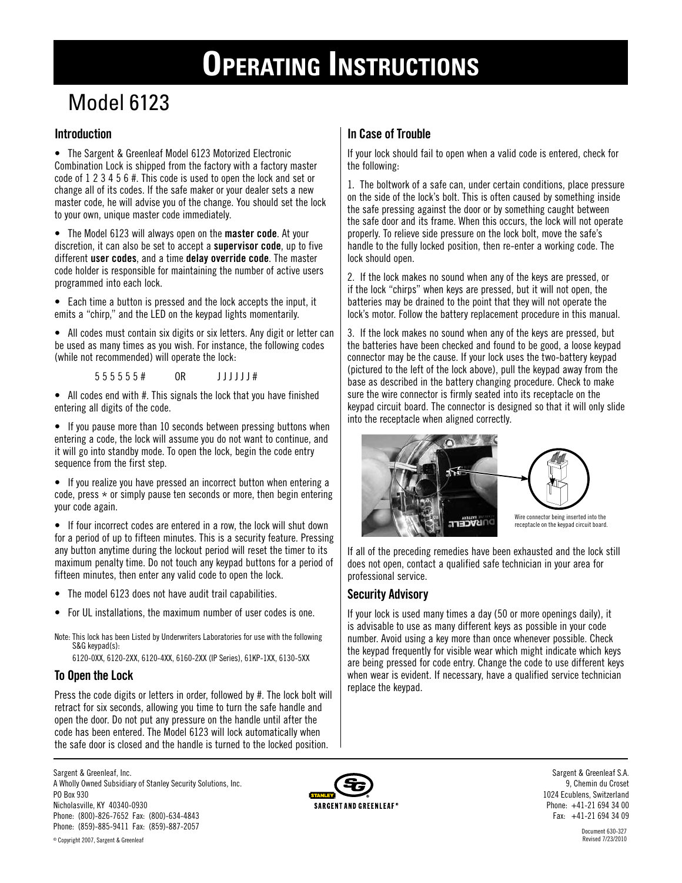# Operating Instructions

## Model 6123

### Introduction

- The Sargent & Greenleaf Model 6123 Motorized Electronic Combination Lock is shipped from the factory with a factory master code of 1 2 3 4 5 6 #. This code is used to open the lock and set or change all of its codes. If the safe maker or your dealer sets a new master code, he will advise you of the change. You should set the lock to your own, unique master code immediately.

- The Model 6123 will always open on the **master code**. At your discretion, it can also be set to accept a **supervisor code**, up to five different **user codes**, and a time **delay override code**. The master code holder is responsible for maintaining the number of active users programmed into each lock.

- Each time a button is pressed and the lock accepts the input, it emits a "chirp," and the LED on the keypad lights momentarily.

- All codes must contain six digits or six letters. Any digit or letter can be used as many times as you wish. For instance, the following codes (while not recommended) will operate the lock:

  5 5 5 5 5 5 #    OR    J J J J J J #

- All codes end with #. This signals the lock that you have finished entering all digits of the code.

- If you pause more than 10 seconds between pressing buttons when entering a code, the lock will assume you do not want to continue, and it will go into standby mode. To open the lock, begin the code entry sequence from the first step.

- If you realize you have pressed an incorrect button when entering a code, press * or simply pause ten seconds or more, then begin entering your code again.

- If four incorrect codes are entered in a row, the lock will shut down for a period of up to fifteen minutes. This is a security feature. Pressing any button anytime during the lockout period will reset the timer to its maximum penalty time. Do not touch any keypad buttons for a period of fifteen minutes, then enter any valid code to open the lock.

- The model 6123 does not have audit trail capabilities.

- For UL installations, the maximum number of user codes is one.

Note: This lock has been Listed by Underwriters Laboratories for use with the following S&G keypad(s):
6120-0XX, 6120-2XX, 6120-4XX, 6160-2XX (IP Series), 61KP-1XX, 6130-5XX

### To Open the Lock

Press the code digits or letters in order, followed by #. The lock bolt will retract for six seconds, allowing you time to turn the safe handle and open the door. Do not put any pressure on the handle until after the code has been entered. The Model 6123 will lock automatically when the safe door is closed and the handle is turned to the locked position.

### In Case of Trouble

If your lock should fail to open when a valid code is entered, check for the following:

1. The boltwork of a safe can, under certain conditions, place pressure on the side of the lock's bolt. This is often caused by something inside the safe pressing against the door or by something caught between the safe door and its frame. When this occurs, the lock will not operate properly. To relieve side pressure on the lock bolt, move the safe's handle to the fully locked position, then re-enter a working code. The lock should open.

2. If the lock makes no sound when any of the keys are pressed, or if the lock "chirps" when keys are pressed, but it will not open, the batteries may be drained to the point that they will not operate the lock's motor. Follow the battery replacement procedure in this manual.

3. If the lock makes no sound when any of the keys are pressed, but the batteries have been checked and found to be good, a loose keypad connector may be the cause. If your lock uses the two-battery keypad (pictured to the left of the lock above), pull the keypad away from the base as described in the battery changing procedure. Check to make sure the wire connector is firmly seated into its receptacle on the keypad circuit board. The connector is designed so that it will only slide into the receptacle when aligned correctly.

Wire connector being inserted into the receptacle on the keypad circuit board.

If all of the preceding remedies have been exhausted and the lock still does not open, contact a qualified safe technician in your area for professional service.

### Security Advisory

If your lock is used many times a day (50 or more openings daily), it is advisable to use as many different keys as possible in your code number. Avoid using a key more than once whenever possible. Check the keypad frequently for visible wear which might indicate which keys are being pressed for code entry. Change the code to use different keys when wear is evident. If necessary, have a qualified service technician replace the keypad.

Sargent & Greenleaf, Inc.
A Wholly Owned Subsidiary of Stanley Security Solutions, Inc.
PO Box 930
Nicholasville, KY 40340-0930
Phone: (800)-826-7652 Fax: (800)-634-4843
Phone: (859)-885-9411 Fax: (859)-887-2057

© Copyright 2007, Sargent & Greenleaf

Sargent & Greenleaf S.A.
9, Chemin du Croset
1024 Ecublens, Switzerland
Phone: +41-21 694 34 00
Fax: +41-21 694 34 09

Document 630-327
Revised 7/23/2010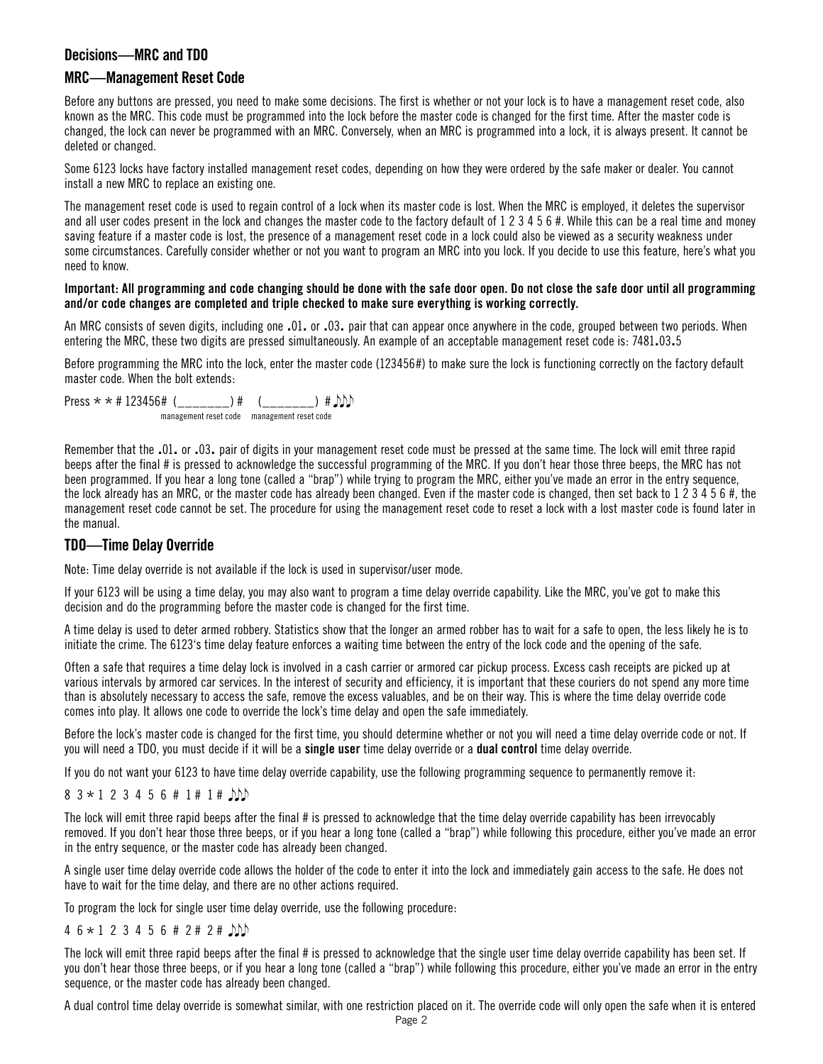## Decisions—MRC and TDO

## MRC—Management Reset Code

Before any buttons are pressed, you need to make some decisions. The first is whether or not your lock is to have a management reset code, also known as the MRC. This code must be programmed into the lock before the master code is changed for the first time. After the master code is changed, the lock can never be programmed with an MRC. Conversely, when an MRC is programmed into a lock, it is always present. It cannot be deleted or changed.

Some 6123 locks have factory installed management reset codes, depending on how they were ordered by the safe maker or dealer. You cannot install a new MRC to replace an existing one.

The management reset code is used to regain control of a lock when its master code is lost. When the MRC is employed, it deletes the supervisor and all user codes present in the lock and changes the master code to the factory default of 1 2 3 4 5 6 #. While this can be a real time and money saving feature if a master code is lost, the presence of a management reset code in a lock could also be viewed as a security weakness under some circumstances. Carefully consider whether or not you want to program an MRC into you lock. If you decide to use this feature, here's what you need to know.

**Important: All programming and code changing should be done with the safe door open. Do not close the safe door until all programming and/or code changes are completed and triple checked to make sure everything is working correctly.**

An MRC consists of seven digits, including one **.**01**.** or **.**03**.** pair that can appear once anywhere in the code, grouped between two periods. When entering the MRC, these two digits are pressed simultaneously. An example of an acceptable management reset code is: 7481**.**03**.**5

Before programming the MRC into the lock, enter the master code (123456#) to make sure the lock is functioning correctly on the factory default master code. When the bolt extends:

Press * * # 123456# (_______) # (_______) # ♪♪♪

management reset code    management reset code

Remember that the **.**01**.** or **.**03**.** pair of digits in your management reset code must be pressed at the same time. The lock will emit three rapid beeps after the final # is pressed to acknowledge the successful programming of the MRC. If you don't hear those three beeps, the MRC has not been programmed. If you hear a long tone (called a "brap") while trying to program the MRC, either you've made an error in the entry sequence, the lock already has an MRC, or the master code has already been changed. Even if the master code is changed, then set back to 1 2 3 4 5 6 #, the management reset code cannot be set. The procedure for using the management reset code to reset a lock with a lost master code is found later in the manual.

## TDO—Time Delay Override

Note: Time delay override is not available if the lock is used in supervisor/user mode.

If your 6123 will be using a time delay, you may also want to program a time delay override capability. Like the MRC, you've got to make this decision and do the programming before the master code is changed for the first time.

A time delay is used to deter armed robbery. Statistics show that the longer an armed robber has to wait for a safe to open, the less likely he is to initiate the crime. The 6123's time delay feature enforces a waiting time between the entry of the lock code and the opening of the safe.

Often a safe that requires a time delay lock is involved in a cash carrier or armored car pickup process. Excess cash receipts are picked up at various intervals by armored car services. In the interest of security and efficiency, it is important that these couriers do not spend any more time than is absolutely necessary to access the safe, remove the excess valuables, and be on their way. This is where the time delay override code comes into play. It allows one code to override the lock's time delay and open the safe immediately.

Before the lock's master code is changed for the first time, you should determine whether or not you will need a time delay override code or not. If you will need a TDO, you must decide if it will be a **single user** time delay override or a **dual control** time delay override.

If you do not want your 6123 to have time delay override capability, use the following programming sequence to permanently remove it:

8 3 * 1 2 3 4 5 6 # 1 # 1 # ♪♪♪

The lock will emit three rapid beeps after the final # is pressed to acknowledge that the time delay override capability has been irrevocably removed. If you don't hear those three beeps, or if you hear a long tone (called a "brap") while following this procedure, either you've made an error in the entry sequence, or the master code has already been changed.

A single user time delay override code allows the holder of the code to enter it into the lock and immediately gain access to the safe. He does not have to wait for the time delay, and there are no other actions required.

To program the lock for single user time delay override, use the following procedure:

4 6 * 1 2 3 4 5 6 # 2 # 2 # ♪♪♪

The lock will emit three rapid beeps after the final # is pressed to acknowledge that the single user time delay override capability has been set. If you don't hear those three beeps, or if you hear a long tone (called a "brap") while following this procedure, either you've made an error in the entry sequence, or the master code has already been changed.

A dual control time delay override is somewhat similar, with one restriction placed on it. The override code will only open the safe when it is entered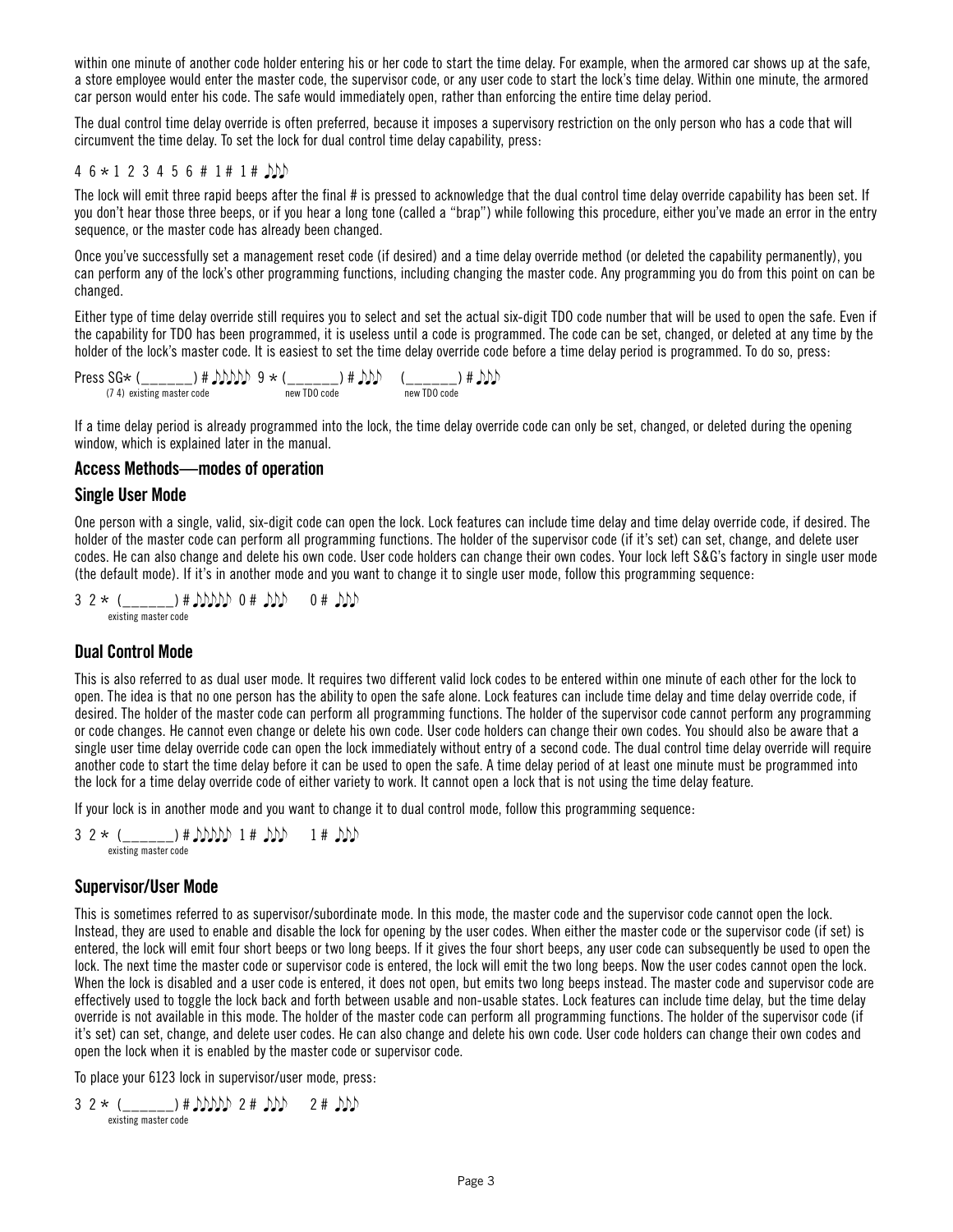within one minute of another code holder entering his or her code to start the time delay. For example, when the armored car shows up at the safe, a store employee would enter the master code, the supervisor code, or any user code to start the lock's time delay. Within one minute, the armored car person would enter his code. The safe would immediately open, rather than enforcing the entire time delay period.

The dual control time delay override is often preferred, because it imposes a supervisory restriction on the only person who has a code that will circumvent the time delay. To set the lock for dual control time delay capability, press:

4 6 * 1 2 3 4 5 6 # 1 # 1 # ♪♪♪

The lock will emit three rapid beeps after the final # is pressed to acknowledge that the dual control time delay override capability has been set. If you don't hear those three beeps, or if you hear a long tone (called a "brap") while following this procedure, either you've made an error in the entry sequence, or the master code has already been changed.

Once you've successfully set a management reset code (if desired) and a time delay override method (or deleted the capability permanently), you can perform any of the lock's other programming functions, including changing the master code. Any programming you do from this point on can be changed.

Either type of time delay override still requires you to select and set the actual six-digit TDO code number that will be used to open the safe. Even if the capability for TDO has been programmed, it is useless until a code is programmed. The code can be set, changed, or deleted at any time by the holder of the lock's master code. It is easiest to set the time delay override code before a time delay period is programmed. To do so, press:

Press SG* (______) # ♪♪♪♪♪ 9 * (______) # ♪♪♪ (______) # ♪♪♪
(7 4) existing master code — new TDO code — new TDO code

If a time delay period is already programmed into the lock, the time delay override code can only be set, changed, or deleted during the opening window, which is explained later in the manual.

## Access Methods—modes of operation

### Single User Mode

One person with a single, valid, six-digit code can open the lock. Lock features can include time delay and time delay override code, if desired. The holder of the master code can perform all programming functions. The holder of the supervisor code (if it's set) can set, change, and delete user codes. He can also change and delete his own code. User code holders can change their own codes. Your lock left S&G's factory in single user mode (the default mode). If it's in another mode and you want to change it to single user mode, follow this programming sequence:

3 2 * (______) # ♪♪♪♪♪ 0 # ♪♪♪ 0 # ♪♪♪
existing master code

### Dual Control Mode

This is also referred to as dual user mode. It requires two different valid lock codes to be entered within one minute of each other for the lock to open. The idea is that no one person has the ability to open the safe alone. Lock features can include time delay and time delay override code, if desired. The holder of the master code can perform all programming functions. The holder of the supervisor code cannot perform any programming or code changes. He cannot even change or delete his own code. User code holders can change their own codes. You should also be aware that a single user time delay override code can open the lock immediately without entry of a second code. The dual control time delay override will require another code to start the time delay before it can be used to open the safe. A time delay period of at least one minute must be programmed into the lock for a time delay override code of either variety to work. It cannot open a lock that is not using the time delay feature.

If your lock is in another mode and you want to change it to dual control mode, follow this programming sequence:

3 2 * (______) # ♪♪♪♪♪ 1 # ♪♪♪ 1 # ♪♪♪
existing master code

### Supervisor/User Mode

This is sometimes referred to as supervisor/subordinate mode. In this mode, the master code and the supervisor code cannot open the lock. Instead, they are used to enable and disable the lock for opening by the user codes. When either the master code or the supervisor code (if set) is entered, the lock will emit four short beeps or two long beeps. If it gives the four short beeps, any user code can subsequently be used to open the lock. The next time the master code or supervisor code is entered, the lock will emit the two long beeps. Now the user codes cannot open the lock. When the lock is disabled and a user code is entered, it does not open, but emits two long beeps instead. The master code and supervisor code are effectively used to toggle the lock back and forth between usable and non-usable states. Lock features can include time delay, but the time delay override is not available in this mode. The holder of the master code can perform all programming functions. The holder of the supervisor code (if it's set) can set, change, and delete user codes. He can also change and delete his own code. User code holders can change their own codes and open the lock when it is enabled by the master code or supervisor code.

To place your 6123 lock in supervisor/user mode, press:

3 2 * (______) # ♪♪♪♪♪ 2 # ♪♪♪ 2 # ♪♪♪
existing master code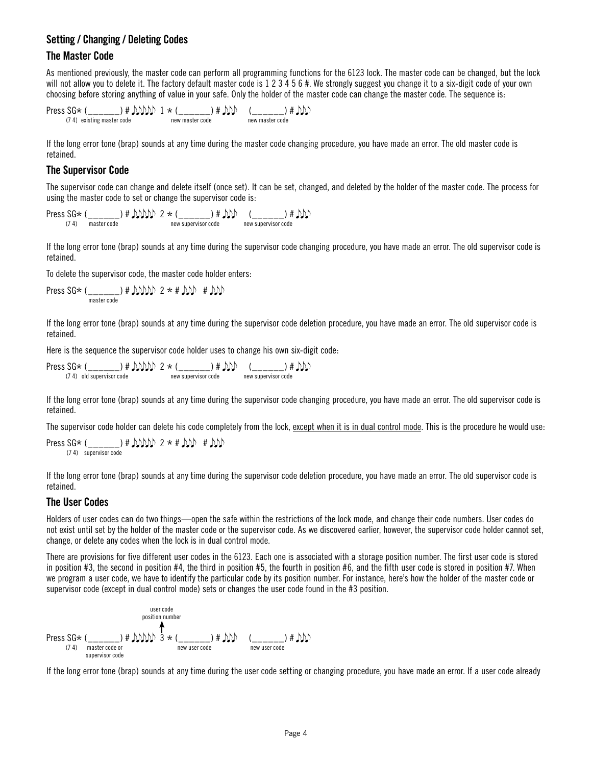## Setting / Changing / Deleting Codes

### The Master Code

As mentioned previously, the master code can perform all programming functions for the 6123 lock. The master code can be changed, but the lock will not allow you to delete it. The factory default master code is 1 2 3 4 5 6 #. We strongly suggest you change it to a six-digit code of your own choosing before storing anything of value in your safe. Only the holder of the master code can change the master code. The sequence is:

```
Press SG* (______) # ♪♪♪♪♪  1 * (______) # ♪♪♪   (______) # ♪♪♪
     (7 4)  existing master code      new master code       new master code
```

If the long error tone (brap) sounds at any time during the master code changing procedure, you have made an error. The old master code is retained.

### The Supervisor Code

The supervisor code can change and delete itself (once set). It can be set, changed, and deleted by the holder of the master code. The process for using the master code to set or change the supervisor code is:

```
Press SG* (______) # ♪♪♪♪♪  2 * (______) # ♪♪♪   (______) # ♪♪♪
     (7 4)   master code           new supervisor code    new supervisor code
```

If the long error tone (brap) sounds at any time during the supervisor code changing procedure, you have made an error. The old supervisor code is retained.

To delete the supervisor code, the master code holder enters:

```
Press SG* (______) # ♪♪♪♪♪  2 * # ♪♪♪   # ♪♪♪
           master code
```

If the long error tone (brap) sounds at any time during the supervisor code deletion procedure, you have made an error. The old supervisor code is retained.

Here is the sequence the supervisor code holder uses to change his own six-digit code:

```
Press SG* (______) # ♪♪♪♪♪  2 * (______) # ♪♪♪   (______) # ♪♪♪
     (7 4)  old supervisor code    new supervisor code    new supervisor code
```

If the long error tone (brap) sounds at any time during the supervisor code changing procedure, you have made an error. The old supervisor code is retained.

The supervisor code holder can delete his code completely from the lock, <u>except when it is in dual control mode</u>. This is the procedure he would use:

```
Press SG* (______) # ♪♪♪♪♪  2 * # ♪♪♪   # ♪♪♪
     (7 4)  supervisor code
```

If the long error tone (brap) sounds at any time during the supervisor code deletion procedure, you have made an error. The old supervisor code is retained.

### The User Codes

Holders of user codes can do two things—open the safe within the restrictions of the lock mode, and change their code numbers. User codes do not exist until set by the holder of the master code or the supervisor code. As we discovered earlier, however, the supervisor code holder cannot set, change, or delete any codes when the lock is in dual control mode.

There are provisions for five different user codes in the 6123. Each one is associated with a storage position number. The first user code is stored in position #3, the second in position #4, the third in position #5, the fourth in position #6, and the fifth user code is stored in position #7. When we program a user code, we have to identify the particular code by its position number. For instance, here's how the holder of the master code or supervisor code (except in dual control mode) sets or changes the user code found in the #3 position.

```
                              user code
                            position number
                                  ↑
Press SG* (______) # ♪♪♪♪♪  3 * (______) # ♪♪♪   (______) # ♪♪♪
     (7 4)   master code or          new user code          new user code
             supervisor code
```

If the long error tone (brap) sounds at any time during the user code setting or changing procedure, you have made an error. If a user code already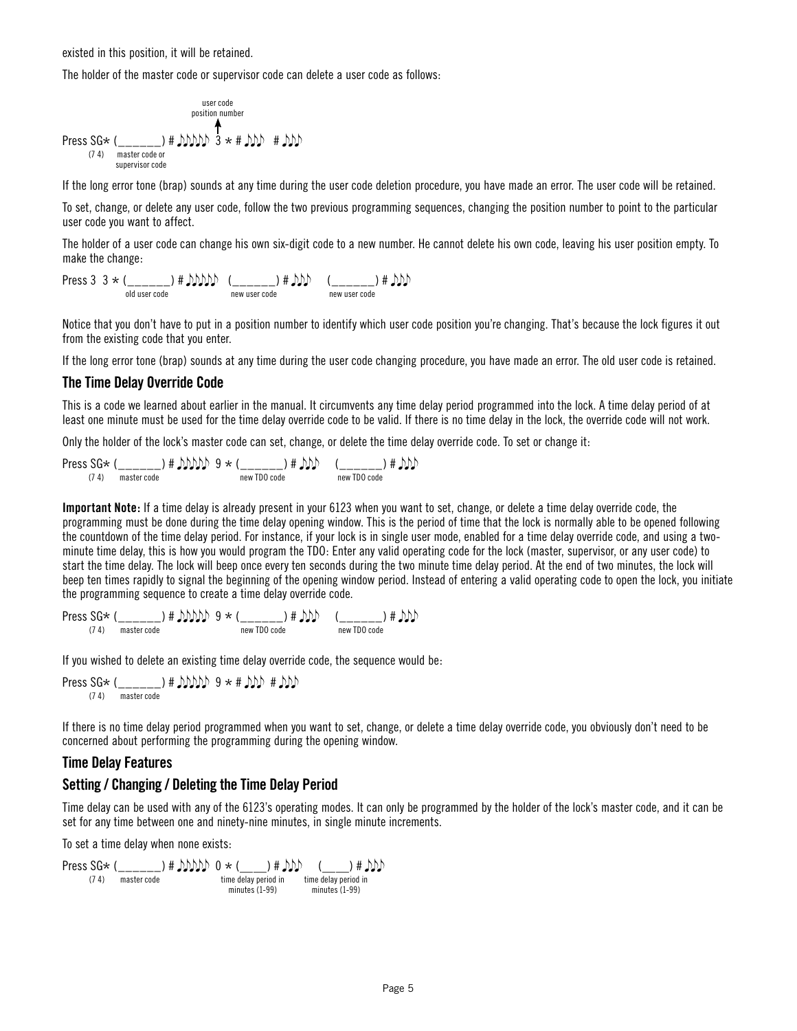existed in this position, it will be retained.

The holder of the master code or supervisor code can delete a user code as follows:

```
                          user code
                        position number
                              ↑
Press SG* (______) # ♪♪♪♪♪  3 * # ♪♪♪  # ♪♪♪
      (7 4)  master code or
             supervisor code
```

If the long error tone (brap) sounds at any time during the user code deletion procedure, you have made an error. The user code will be retained.

To set, change, or delete any user code, follow the two previous programming sequences, changing the position number to point to the particular user code you want to affect.

The holder of a user code can change his own six-digit code to a new number. He cannot delete his own code, leaving his user position empty. To make the change:

```
Press 3  3 * (______) # ♪♪♪♪♪  (______) # ♪♪♪   (______) # ♪♪♪
              old user code     new user code     new user code
```

Notice that you don't have to put in a position number to identify which user code position you're changing. That's because the lock figures it out from the existing code that you enter.

If the long error tone (brap) sounds at any time during the user code changing procedure, you have made an error. The old user code is retained.

## The Time Delay Override Code

This is a code we learned about earlier in the manual. It circumvents any time delay period programmed into the lock. A time delay period of at least one minute must be used for the time delay override code to be valid. If there is no time delay in the lock, the override code will not work.

Only the holder of the lock's master code can set, change, or delete the time delay override code. To set or change it:

```
Press SG* (______) # ♪♪♪♪♪  9 * (______) # ♪♪♪   (______) # ♪♪♪
      (7 4)  master code            new TDO code      new TDO code
```

**Important Note:** If a time delay is already present in your 6123 when you want to set, change, or delete a time delay override code, the programming must be done during the time delay opening window. This is the period of time that the lock is normally able to be opened following the countdown of the time delay period. For instance, if your lock is in single user mode, enabled for a time delay override code, and using a two-minute time delay, this is how you would program the TDO: Enter any valid operating code for the lock (master, supervisor, or any user code) to start the time delay. The lock will beep once every ten seconds during the two minute time delay period. At the end of two minutes, the lock will beep ten times rapidly to signal the beginning of the opening window period. Instead of entering a valid operating code to open the lock, you initiate the programming sequence to create a time delay override code.

```
Press SG* (______) # ♪♪♪♪♪  9 * (______) # ♪♪♪   (______) # ♪♪♪
      (7 4)  master code            new TDO code      new TDO code
```

If you wished to delete an existing time delay override code, the sequence would be:

```
Press SG* (______) # ♪♪♪♪♪  9 * # ♪♪♪  # ♪♪♪
      (7 4)  master code
```

If there is no time delay period programmed when you want to set, change, or delete a time delay override code, you obviously don't need to be concerned about performing the programming during the opening window.

## Time Delay Features

## Setting / Changing / Deleting the Time Delay Period

Time delay can be used with any of the 6123's operating modes. It can only be programmed by the holder of the lock's master code, and it can be set for any time between one and ninety-nine minutes, in single minute increments.

To set a time delay when none exists:

```
Press SG* (______) # ♪♪♪♪♪  0 * (____) # ♪♪♪      (____) # ♪♪♪
      (7 4)  master code        time delay period in   time delay period in
                                minutes (1-99)         minutes (1-99)
```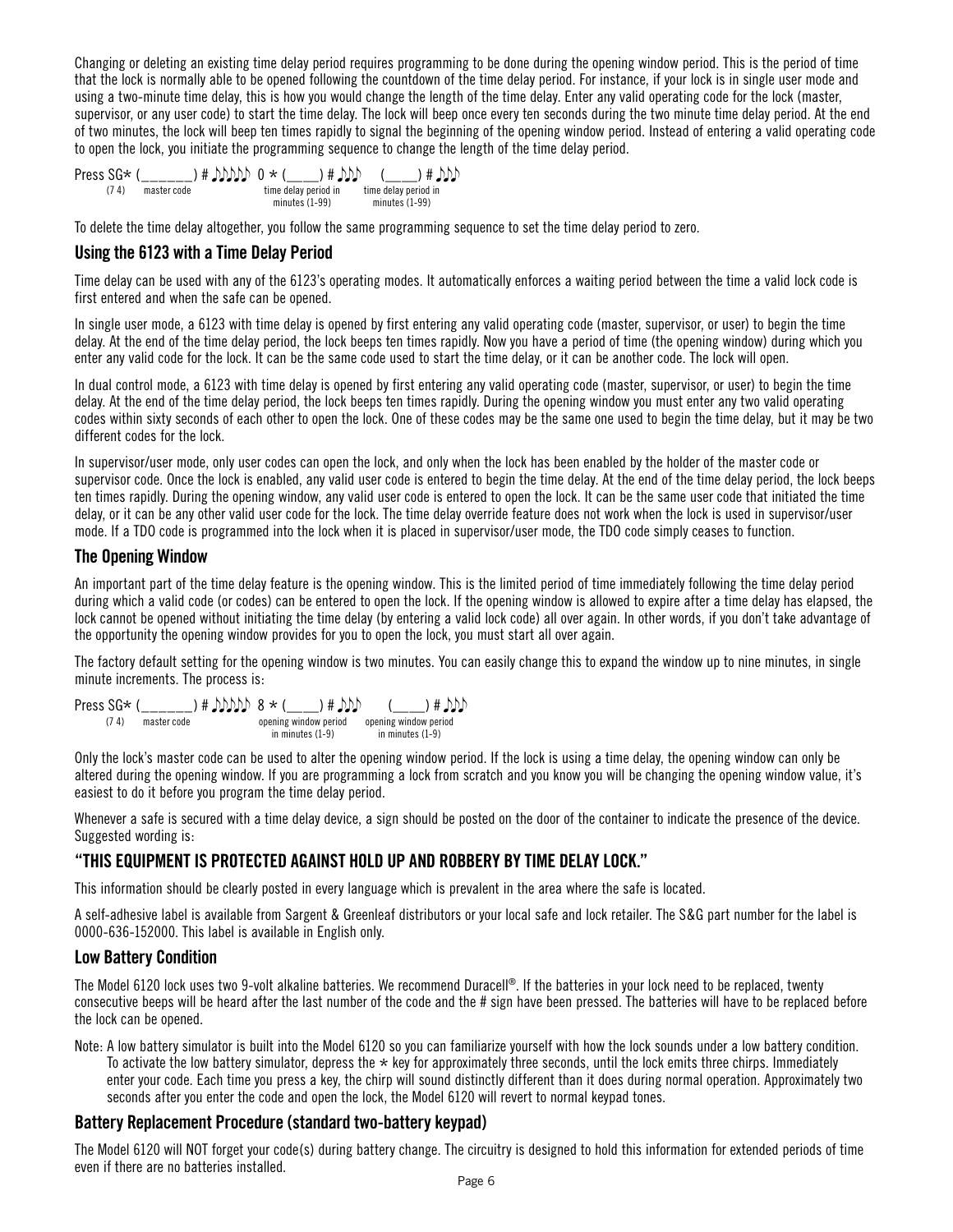Changing or deleting an existing time delay period requires programming to be done during the opening window period. This is the period of time that the lock is normally able to be opened following the countdown of the time delay period. For instance, if your lock is in single user mode and using a two-minute time delay, this is how you would change the length of the time delay. Enter any valid operating code for the lock (master, supervisor, or any user code) to start the time delay. The lock will beep once every ten seconds during the two minute time delay period. At the end of two minutes, the lock will beep ten times rapidly to signal the beginning of the opening window period. Instead of entering a valid operating code to open the lock, you initiate the programming sequence to change the length of the time delay period.

Press SG* (______) # ♪♪♪♪♪ 0 * (____) # ♪♪♪ (____) # ♪♪♪
(7 4) master code — time delay period in minutes (1-99) — time delay period in minutes (1-99)

To delete the time delay altogether, you follow the same programming sequence to set the time delay period to zero.

## Using the 6123 with a Time Delay Period

Time delay can be used with any of the 6123's operating modes. It automatically enforces a waiting period between the time a valid lock code is first entered and when the safe can be opened.

In single user mode, a 6123 with time delay is opened by first entering any valid operating code (master, supervisor, or user) to begin the time delay. At the end of the time delay period, the lock beeps ten times rapidly. Now you have a period of time (the opening window) during which you enter any valid code for the lock. It can be the same code used to start the time delay, or it can be another code. The lock will open.

In dual control mode, a 6123 with time delay is opened by first entering any valid operating code (master, supervisor, or user) to begin the time delay. At the end of the time delay period, the lock beeps ten times rapidly. During the opening window you must enter any two valid operating codes within sixty seconds of each other to open the lock. One of these codes may be the same one used to begin the time delay, but it may be two different codes for the lock.

In supervisor/user mode, only user codes can open the lock, and only when the lock has been enabled by the holder of the master code or supervisor code. Once the lock is enabled, any valid user code is entered to begin the time delay. At the end of the time delay period, the lock beeps ten times rapidly. During the opening window, any valid user code is entered to open the lock. It can be the same user code that initiated the time delay, or it can be any other valid user code for the lock. The time delay override feature does not work when the lock is used in supervisor/user mode. If a TDO code is programmed into the lock when it is placed in supervisor/user mode, the TDO code simply ceases to function.

## The Opening Window

An important part of the time delay feature is the opening window. This is the limited period of time immediately following the time delay period during which a valid code (or codes) can be entered to open the lock. If the opening window is allowed to expire after a time delay has elapsed, the lock cannot be opened without initiating the time delay (by entering a valid lock code) all over again. In other words, if you don't take advantage of the opportunity the opening window provides for you to open the lock, you must start all over again.

The factory default setting for the opening window is two minutes. You can easily change this to expand the window up to nine minutes, in single minute increments. The process is:

Press SG* (______) # ♪♪♪♪♪ 8 * (____) # ♪♪♪ (____) # ♪♪♪
(7 4) master code — opening window period in minutes (1-9) — opening window period in minutes (1-9)

Only the lock's master code can be used to alter the opening window period. If the lock is using a time delay, the opening window can only be altered during the opening window. If you are programming a lock from scratch and you know you will be changing the opening window value, it's easiest to do it before you program the time delay period.

Whenever a safe is secured with a time delay device, a sign should be posted on the door of the container to indicate the presence of the device. Suggested wording is:

## "THIS EQUIPMENT IS PROTECTED AGAINST HOLD UP AND ROBBERY BY TIME DELAY LOCK."

This information should be clearly posted in every language which is prevalent in the area where the safe is located.

A self-adhesive label is available from Sargent & Greenleaf distributors or your local safe and lock retailer. The S&G part number for the label is 0000-636-152000. This label is available in English only.

## Low Battery Condition

The Model 6120 lock uses two 9-volt alkaline batteries. We recommend Duracell®. If the batteries in your lock need to be replaced, twenty consecutive beeps will be heard after the last number of the code and the # sign have been pressed. The batteries will have to be replaced before the lock can be opened.

Note: A low battery simulator is built into the Model 6120 so you can familiarize yourself with how the lock sounds under a low battery condition. To activate the low battery simulator, depress the * key for approximately three seconds, until the lock emits three chirps. Immediately enter your code. Each time you press a key, the chirp will sound distinctly different than it does during normal operation. Approximately two seconds after you enter the code and open the lock, the Model 6120 will revert to normal keypad tones.

## Battery Replacement Procedure (standard two-battery keypad)

The Model 6120 will NOT forget your code(s) during battery change. The circuitry is designed to hold this information for extended periods of time even if there are no batteries installed.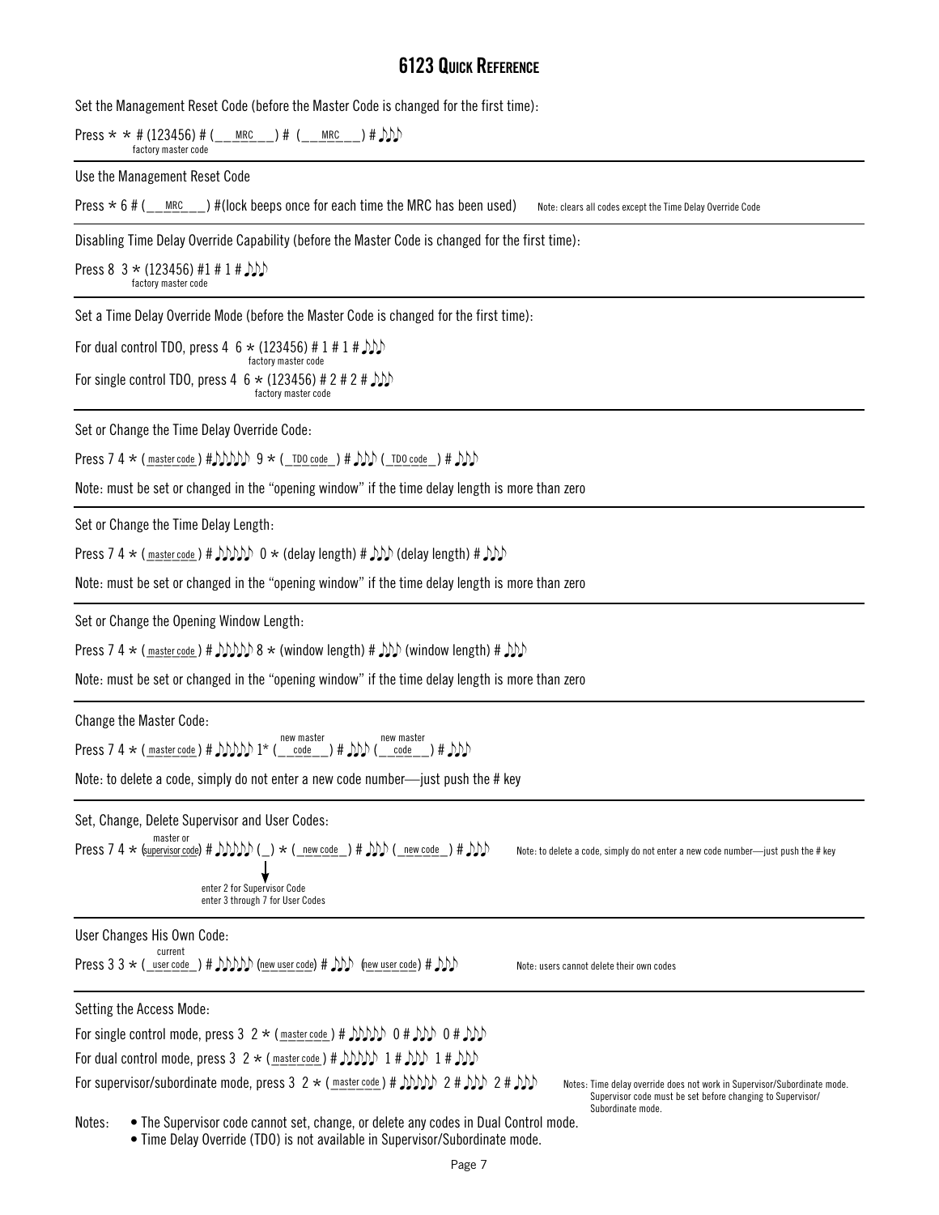# 6123 Quick Reference

Set the Management Reset Code (before the Master Code is changed for the first time):

Press * * # (123456) # (\_\_MRC\_\_) # (\_\_MRC\_\_) # ♪♪♪
(123456 = factory master code)

---

Use the Management Reset Code

Press * 6 # (\_\_MRC\_\_) #(lock beeps once for each time the MRC has been used) Note: clears all codes except the Time Delay Override Code

---

Disabling Time Delay Override Capability (before the Master Code is changed for the first time):

Press 8 3 * (123456) #1 # 1 # ♪♪♪
(123456 = factory master code)

---

Set a Time Delay Override Mode (before the Master Code is changed for the first time):

For dual control TDO, press 4 6 * (123456) # 1 # 1 # ♪♪♪
(123456 = factory master code)

For single control TDO, press 4 6 * (123456) # 2 # 2 # ♪♪♪
(123456 = factory master code)

---

Set or Change the Time Delay Override Code:

Press 7 4 * (master code) #♪♪♪♪♪ 9 * (TDO code) # ♪♪♪ (TDO code) # ♪♪♪

Note: must be set or changed in the "opening window" if the time delay length is more than zero

---

Set or Change the Time Delay Length:

Press 7 4 * (master code) # ♪♪♪♪♪ 0 * (delay length) # ♪♪♪ (delay length) # ♪♪♪

Note: must be set or changed in the "opening window" if the time delay length is more than zero

---

Set or Change the Opening Window Length:

Press 7 4 * (master code) # ♪♪♪♪♪ 8 * (window length) # ♪♪♪ (window length) # ♪♪♪

Note: must be set or changed in the "opening window" if the time delay length is more than zero

---

Change the Master Code:

Press 7 4 * (master code) # ♪♪♪♪♪ 1* (new master code) # ♪♪♪ (new master code) # ♪♪♪

Note: to delete a code, simply do not enter a new code number—just push the # key

---

Set, Change, Delete Supervisor and User Codes:

Press 7 4 * (master or supervisor code) # ♪♪♪♪♪ (\_) * (new code) # ♪♪♪ (new code) # ♪♪♪ Note: to delete a code, simply do not enter a new code number—just push the # key

(\_): enter 2 for Supervisor Code; enter 3 through 7 for User Codes

---

User Changes His Own Code:

Press 3 3 * (current user code) # ♪♪♪♪♪ (new user code) # ♪♪♪ (new user code) # ♪♪♪ Note: users cannot delete their own codes

---

Setting the Access Mode:

For single control mode, press 3 2 * (master code) # ♪♪♪♪♪ 0 # ♪♪♪ 0 # ♪♪♪

For dual control mode, press 3 2 * (master code) # ♪♪♪♪♪ 1 # ♪♪♪ 1 # ♪♪♪

For supervisor/subordinate mode, press 3 2 * (master code) # ♪♪♪♪♪ 2 # ♪♪♪ 2 # ♪♪♪ Notes: Time delay override does not work in Supervisor/Subordinate mode. Supervisor code must be set before changing to Supervisor/Subordinate mode.

Notes:
- The Supervisor code cannot set, change, or delete any codes in Dual Control mode.
- Time Delay Override (TDO) is not available in Supervisor/Subordinate mode.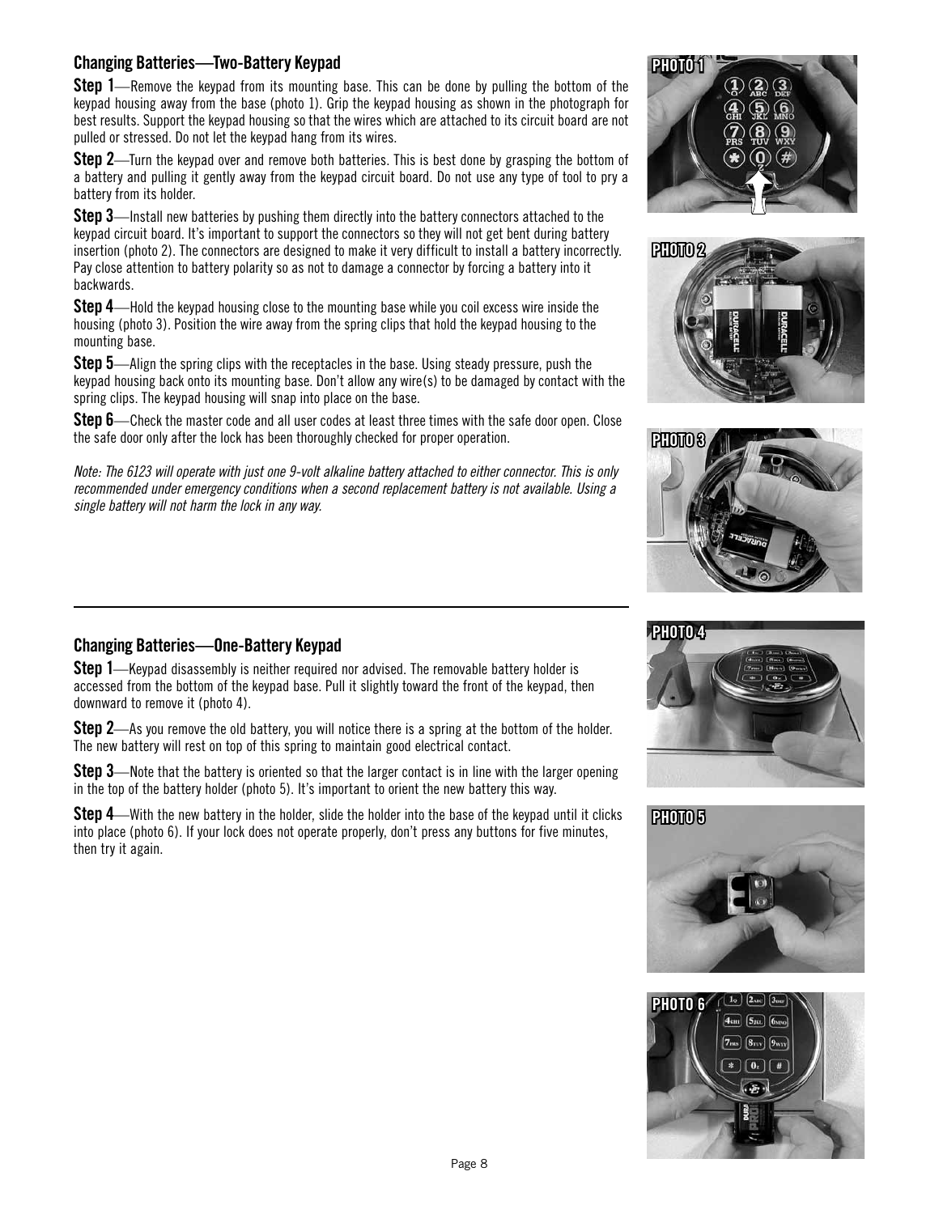## Changing Batteries—Two-Battery Keypad

**Step 1**—Remove the keypad from its mounting base. This can be done by pulling the bottom of the keypad housing away from the base (photo 1). Grip the keypad housing as shown in the photograph for best results. Support the keypad housing so that the wires which are attached to its circuit board are not pulled or stressed. Do not let the keypad hang from its wires.

**Step 2**—Turn the keypad over and remove both batteries. This is best done by grasping the bottom of a battery and pulling it gently away from the keypad circuit board. Do not use any type of tool to pry a battery from its holder.

**Step 3**—Install new batteries by pushing them directly into the battery connectors attached to the keypad circuit board. It's important to support the connectors so they will not get bent during battery insertion (photo 2). The connectors are designed to make it very difficult to install a battery incorrectly. Pay close attention to battery polarity so as not to damage a connector by forcing a battery into it backwards.

**Step 4**—Hold the keypad housing close to the mounting base while you coil excess wire inside the housing (photo 3). Position the wire away from the spring clips that hold the keypad housing to the mounting base.

**Step 5**—Align the spring clips with the receptacles in the base. Using steady pressure, push the keypad housing back onto its mounting base. Don't allow any wire(s) to be damaged by contact with the spring clips. The keypad housing will snap into place on the base.

**Step 6**—Check the master code and all user codes at least three times with the safe door open. Close the safe door only after the lock has been thoroughly checked for proper operation.

*Note: The 6123 will operate with just one 9-volt alkaline battery attached to either connector. This is only recommended under emergency conditions when a second replacement battery is not available. Using a single battery will not harm the lock in any way.*

PHOTO 1

PHOTO 2

PHOTO 3

## Changing Batteries—One-Battery Keypad

**Step 1**—Keypad disassembly is neither required nor advised. The removable battery holder is accessed from the bottom of the keypad base. Pull it slightly toward the front of the keypad, then downward to remove it (photo 4).

**Step 2**—As you remove the old battery, you will notice there is a spring at the bottom of the holder. The new battery will rest on top of this spring to maintain good electrical contact.

**Step 3**—Note that the battery is oriented so that the larger contact is in line with the larger opening in the top of the battery holder (photo 5). It's important to orient the new battery this way.

**Step 4**—With the new battery in the holder, slide the holder into the base of the keypad until it clicks into place (photo 6). If your lock does not operate properly, don't press any buttons for five minutes, then try it again.

PHOTO 4

PHOTO 5

PHOTO 6